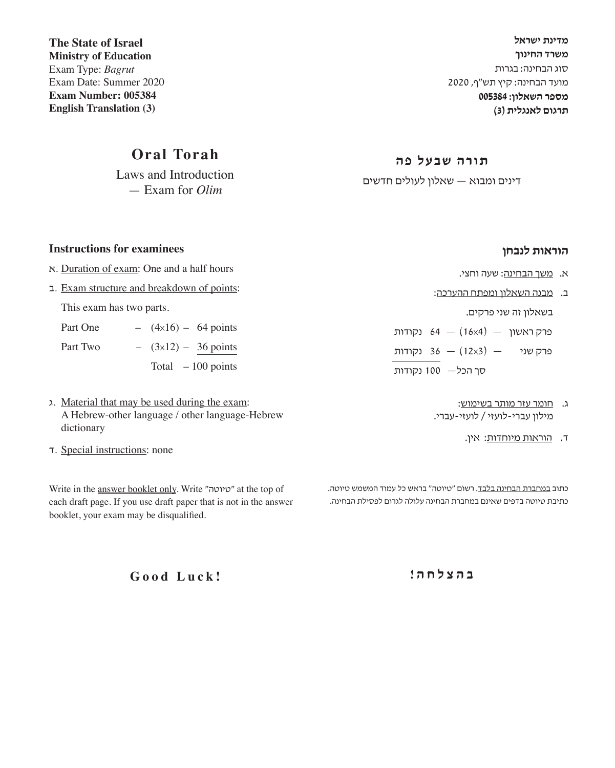**The State of Israel**
**Ministry of Education**
Exam Type: *Bagrut*
Exam Date: Summer 2020
**Exam Number: 005384**
**English Translation (3)**

**מדינת ישראל**
**משרד החינוך**
סוג הבחינה: בגרות
מועד הבחינה: קיץ תש"ף, 2020
**מספר השאלון: 005384**
**תרגום לאנגלית (3)**

# Oral Torah

Laws and Introduction
— Exam for *Olim*

# תורה שבעל פה

דינים ומבוא — שאלון לעולים חדשים

## Instructions for examinees

א. Duration of exam: One and a half hours

ב. Exam structure and breakdown of points:

This exam has two parts.

| | | |
|---|---|---|
| Part One | – (4×16) – | 64 points |
| Part Two | – (3×12) – | 36 points |
| | Total | – 100 points |

ג. Material that may be used during the exam: A Hebrew-other language / other language-Hebrew dictionary

ד. Special instructions: none

Write in the answer booklet only. Write "טיוטה" at the top of each draft page. If you use draft paper that is not in the answer booklet, your exam may be disqualified.

## הוראות לנבחן

א. משך הבחינה: שעה וחצי.

ב. מבנה השאלון ומפתח ההערכה:

בשאלון זה שני פרקים.

| | | |
|---|---|---|
| פרק ראשון | — (16×4) — | 64 נקודות |
| פרק שני | — (12×3) — | 36 נקודות |
| | סך הכל— | 100 נקודות |

ג. חומר עזר מותר בשימוש: מילון עברי-לועזי / לועזי-עברי.

ד. הוראות מיוחדות: אין.

כתוב במחברת הבחינה בלבד. רשום "טיוטה" בראש כל עמוד המשמש טיוטה. כתיבת טיוטה בדפים שאינם במחברת הבחינה עלולה לגרום לפסילת הבחינה.

**Good Luck!**

**בהצלחה!**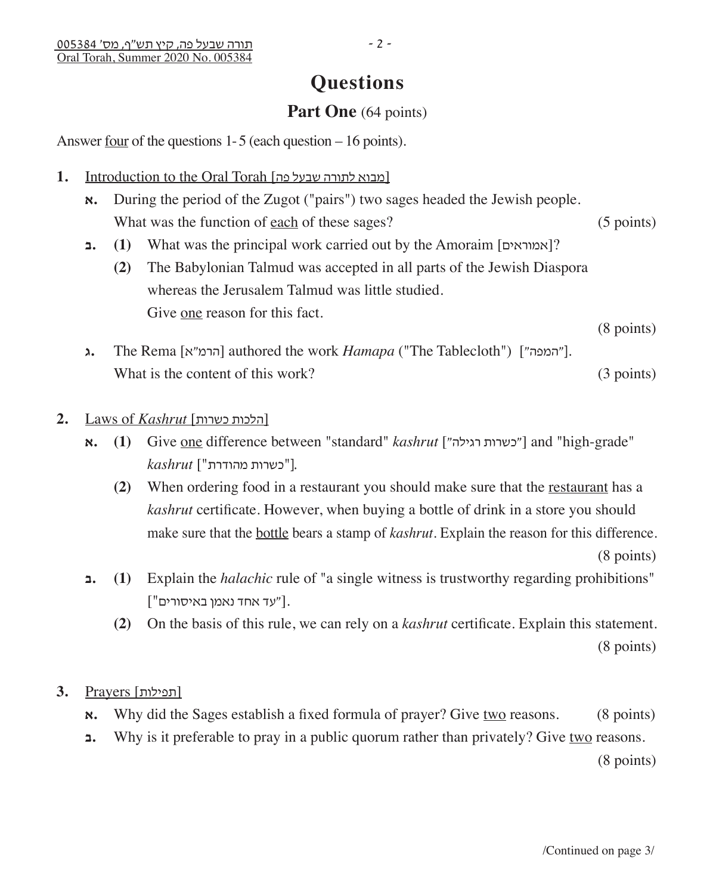# Questions

## Part One (64 points)

Answer four of the questions 1-5 (each question – 16 points).

**1.** Introduction to the Oral Torah [מבוא לתורה שבעל פה]

**א.** During the period of the Zugot ("pairs") two sages headed the Jewish people. What was the function of each of these sages? (5 points)

**ב.** **(1)** What was the principal work carried out by the Amoraim [אמוראים]?

**(2)** The Babylonian Talmud was accepted in all parts of the Jewish Diaspora whereas the Jerusalem Talmud was little studied. Give one reason for this fact.

(8 points)

**ג.** The Rema [הרמ"א] authored the work *Hamapa* ("The Tablecloth") ["המפה"]. What is the content of this work? (3 points)

**2.** Laws of *Kashrut* [הלכות כשרות]

**א.** **(1)** Give one difference between "standard" *kashrut* ["כשרות רגילה"] and "high-grade" *kashrut* ["כשרות מהודרת"].

**(2)** When ordering food in a restaurant you should make sure that the restaurant has a *kashrut* certificate. However, when buying a bottle of drink in a store you should make sure that the bottle bears a stamp of *kashrut*. Explain the reason for this difference.

(8 points)

**ב.** **(1)** Explain the *halachic* rule of "a single witness is trustworthy regarding prohibitions" ["עד אחד נאמן באיסורים"].

**(2)** On the basis of this rule, we can rely on a *kashrut* certificate. Explain this statement.

(8 points)

**3.** Prayers [תפילות]

**א.** Why did the Sages establish a fixed formula of prayer? Give two reasons. (8 points)

**ב.** Why is it preferable to pray in a public quorum rather than privately? Give two reasons.

(8 points)

/Continued on page 3/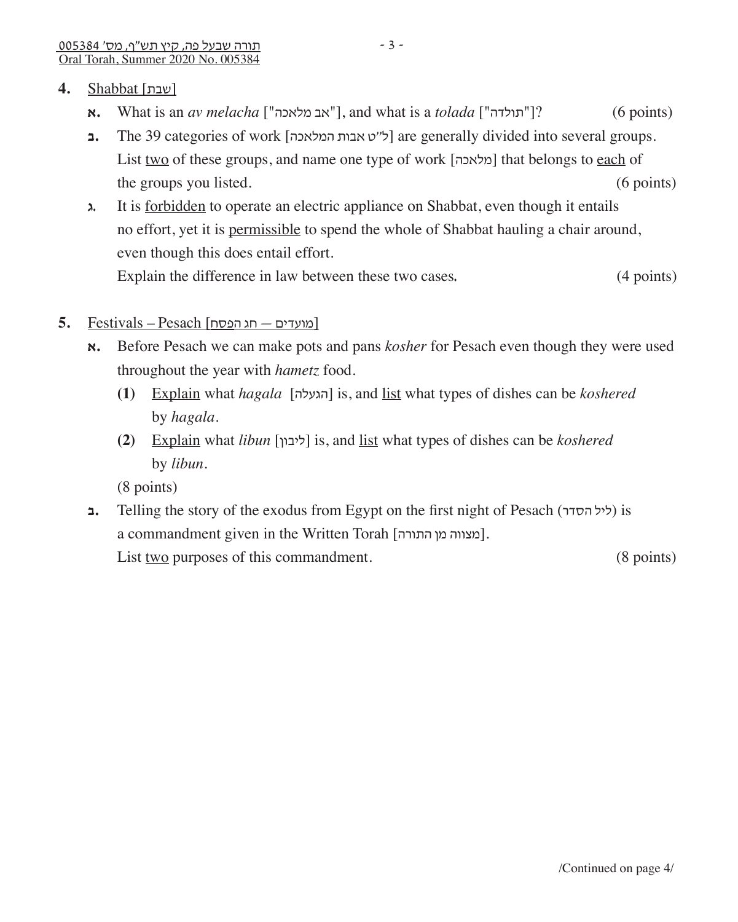**4.** Shabbat [שבת]

**א.** What is an *av melacha* ["אב מלאכה"], and what is a *tolada* ["תולדה"]? (6 points)

**ב.** The 39 categories of work [ל"ט אבות המלאכה] are generally divided into several groups. List two of these groups, and name one type of work [מלאכה] that belongs to each of the groups you listed. (6 points)

**ג.** It is forbidden to operate an electric appliance on Shabbat, even though it entails no effort, yet it is permissible to spend the whole of Shabbat hauling a chair around, even though this does entail effort.
Explain the difference in law between these two cases. (4 points)

**5.** Festivals – Pesach [מועדים — חג הפסח]

**א.** Before Pesach we can make pots and pans *kosher* for Pesach even though they were used throughout the year with *hametz* food.

**(1)** Explain what *hagala* [הגעלה] is, and list what types of dishes can be *koshered* by *hagala*.

**(2)** Explain what *libun* [ליבון] is, and list what types of dishes can be *koshered* by *libun*.

(8 points)

**ב.** Telling the story of the exodus from Egypt on the first night of Pesach (ליל הסדר) is a commandment given in the Written Torah [מצווה מן התורה].
List two purposes of this commandment. (8 points)

/Continued on page 4/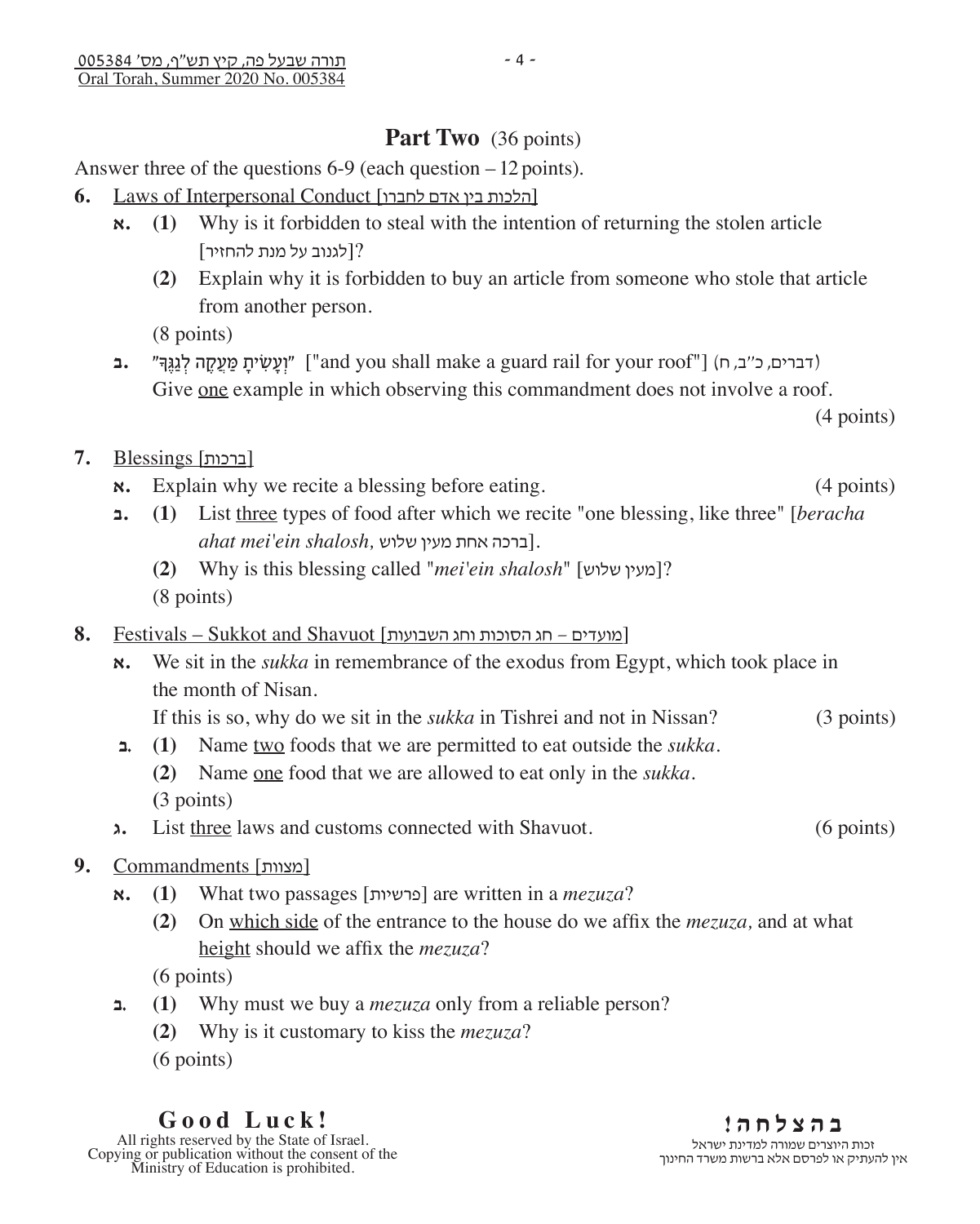## Part Two (36 points)

Answer three of the questions 6-9 (each question – 12 points).

**6.** Laws of Interpersonal Conduct [הלכות בין אדם לחברו]

**א.** **(1)** Why is it forbidden to steal with the intention of returning the stolen article [לגנוב על מנת להחזיר]?

**(2)** Explain why it is forbidden to buy an article from someone who stole that article from another person.

(8 points)

**ב.** "וְעָשִׂיתָ מַעֲקֶה לְגַגֶּךָ" ["and you shall make a guard rail for your roof"] (דברים, כ"ב, ח)

Give one example in which observing this commandment does not involve a roof.

(4 points)

**7.** Blessings [ברכות]

**א.** Explain why we recite a blessing before eating. (4 points)

**ב.** **(1)** List three types of food after which we recite "one blessing, like three" [*beracha ahat mei'ein shalosh,* ברכה אחת מעין שלוש].

**(2)** Why is this blessing called "*mei'ein shalosh*" [מעין שלוש]?

(8 points)

**8.** Festivals – Sukkot and Shavuot [מועדים – חג הסוכות וחג השבועות]

**א.** We sit in the *sukka* in remembrance of the exodus from Egypt, which took place in the month of Nisan.

If this is so, why do we sit in the *sukka* in Tishrei and not in Nissan? (3 points)

**ב.** **(1)** Name two foods that we are permitted to eat outside the *sukka*.

**(2)** Name one food that we are allowed to eat only in the *sukka*.

(3 points)

**ג.** List three laws and customs connected with Shavuot. (6 points)

**9.** Commandments [מצוות]

**א.** **(1)** What two passages [פרשיות] are written in a *mezuza*?

**(2)** On which side of the entrance to the house do we affix the *mezuza,* and at what height should we affix the *mezuza*?

(6 points)

**ב.** **(1)** Why must we buy a *mezuza* only from a reliable person?

**(2)** Why is it customary to kiss the *mezuza*?

(6 points)

**Good Luck!**

All rights reserved by the State of Israel.
Copying or publication without the consent of the Ministry of Education is prohibited.

**בהצלחה!**

זכות היוצרים שמורה למדינת ישראל
אין להעתיק או לפרסם אלא ברשות משרד החינוך